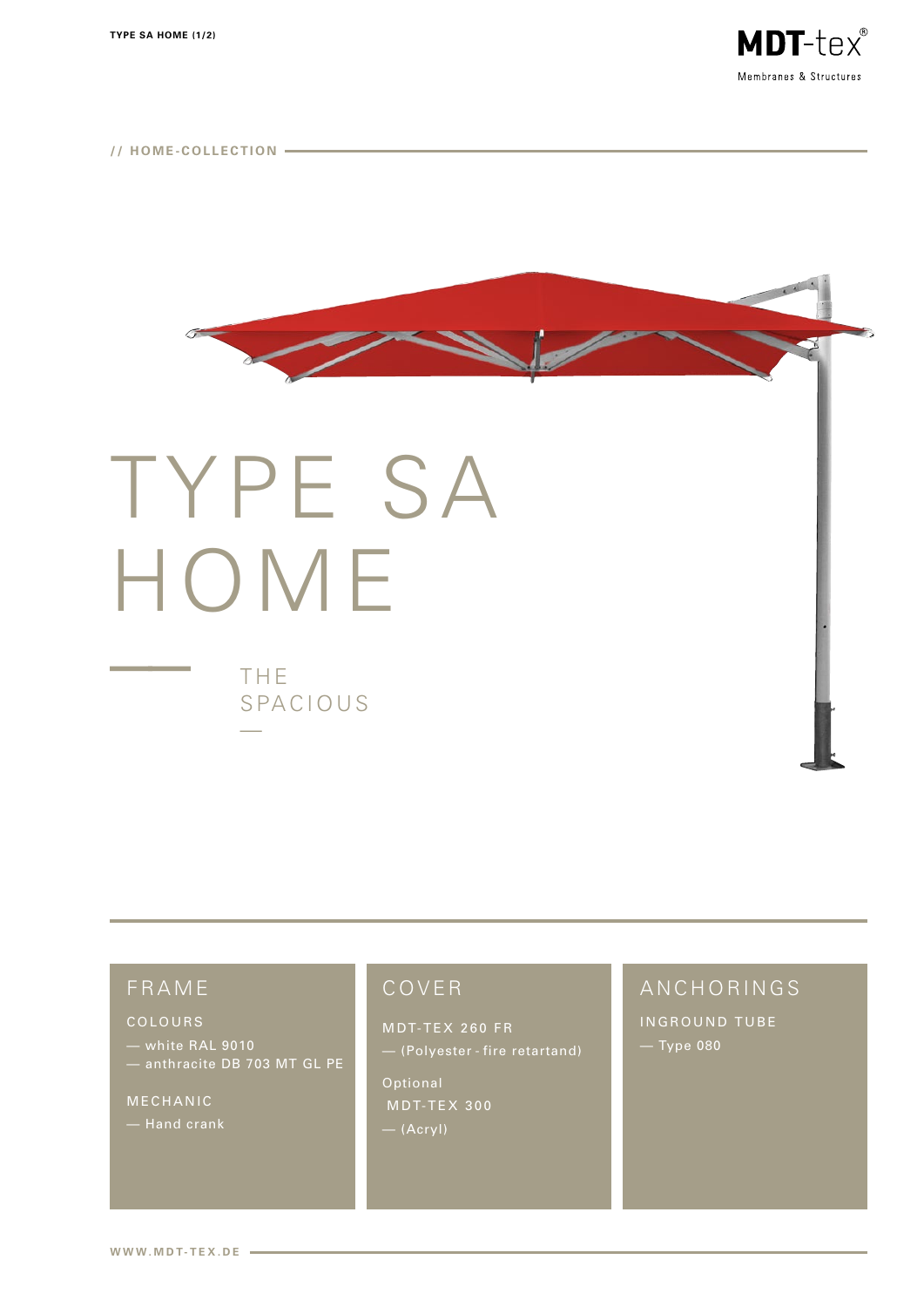MDT-tex®

Membranes & Structures

// HOME-COLLECTION

# TYPE SA HOME

THE SPACIOUS

—

## FRAME

COLOURS

— white RAL 9010
— anthracite DB 703 MT GL PE

MECHANIC

— Hand crank

## COVER

MDT-TEX 260 FR

— (Polyester - fire retartand)

Optional
MDT-TEX 300

— (Acryl)

## ANCHORINGS

INGROUND TUBE

— Type 080

WWW.MDT-TEX.DE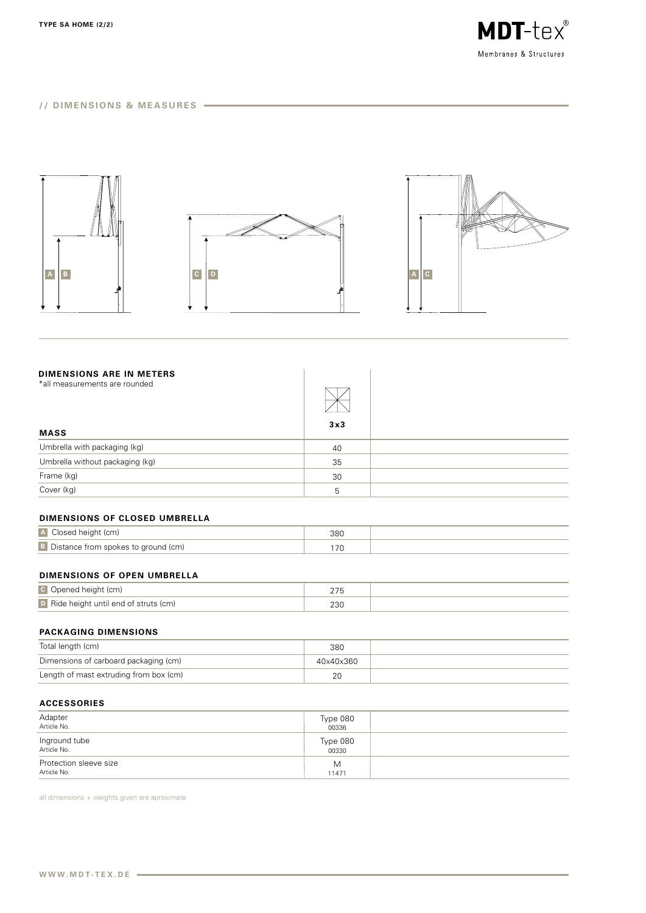// DIMENSIONS & MEASURES

A B

C D

A C

## DIMENSIONS ARE IN METERS

*all measurements are rounded

| MASS | 3x3 |
| --- | --- |
| Umbrella with packaging (kg) | 40 |
| Umbrella without packaging (kg) | 35 |
| Frame (kg) | 30 |
| Cover (kg) | 5 |

### DIMENSIONS OF CLOSED UMBRELLA

| | |
| --- | --- |
| A Closed height (cm) | 380 |
| B Distance from spokes to ground (cm) | 170 |

### DIMENSIONS OF OPEN UMBRELLA

| | |
| --- | --- |
| C Opened height (cm) | 275 |
| D Ride height until end of struts (cm) | 230 |

### PACKAGING DIMENSIONS

| | |
| --- | --- |
| Total length (cm) | 380 |
| Dimensions of carboard packaging (cm) | 40x40x360 |
| Length of mast extruding from box (cm) | 20 |

### ACCESSORIES

| | |
| --- | --- |
| Adapter<br>Article No. | Type 080<br>00336 |
| Inground tube<br>Article No. | Type 080<br>00330 |
| Protection sleeve size<br>Article No. | M<br>11471 |

all dimensions + weights given are aproximate